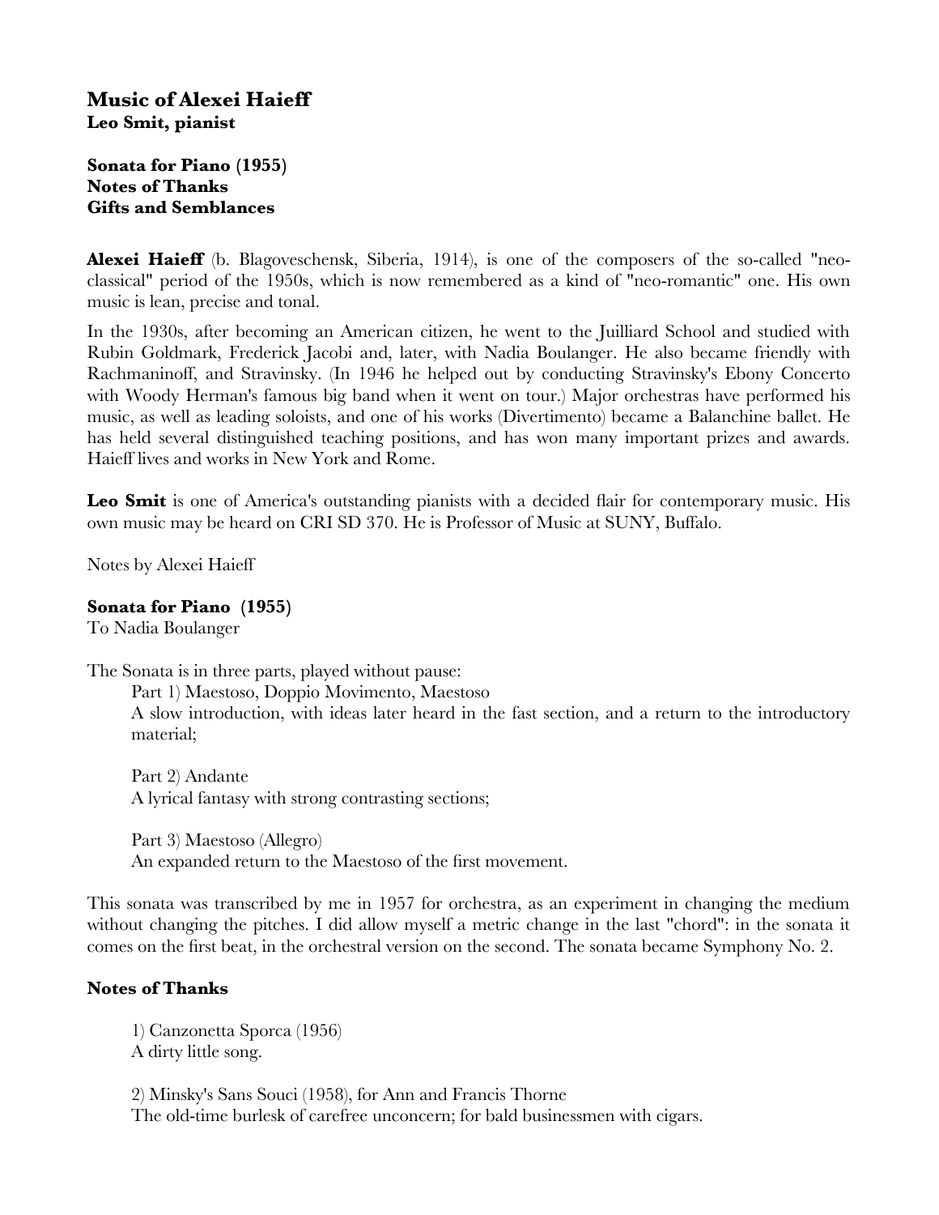## Music of Alexei Haieff
**Leo Smit, pianist**

**Sonata for Piano (1955)**
**Notes of Thanks**
**Gifts and Semblances**

**Alexei Haieff** (b. Blagoveschensk, Siberia, 1914), is one of the composers of the so-called "neo-classical" period of the 1950s, which is now remembered as a kind of "neo-romantic" one. His own music is lean, precise and tonal.

In the 1930s, after becoming an American citizen, he went to the Juilliard School and studied with Rubin Goldmark, Frederick Jacobi and, later, with Nadia Boulanger. He also became friendly with Rachmaninoff, and Stravinsky. (In 1946 he helped out by conducting Stravinsky's Ebony Concerto with Woody Herman's famous big band when it went on tour.) Major orchestras have performed his music, as well as leading soloists, and one of his works (Divertimento) became a Balanchine ballet. He has held several distinguished teaching positions, and has won many important prizes and awards. Haieff lives and works in New York and Rome.

**Leo Smit** is one of America's outstanding pianists with a decided flair for contemporary music. His own music may be heard on CRI SD 370. He is Professor of Music at SUNY, Buffalo.

Notes by Alexei Haieff

### Sonata for Piano (1955)
To Nadia Boulanger

The Sonata is in three parts, played without pause:

Part 1) Maestoso, Doppio Movimento, Maestoso
A slow introduction, with ideas later heard in the fast section, and a return to the introductory material;

Part 2) Andante
A lyrical fantasy with strong contrasting sections;

Part 3) Maestoso (Allegro)
An expanded return to the Maestoso of the first movement.

This sonata was transcribed by me in 1957 for orchestra, as an experiment in changing the medium without changing the pitches. I did allow myself a metric change in the last "chord": in the sonata it comes on the first beat, in the orchestral version on the second. The sonata became Symphony No. 2.

### Notes of Thanks

1) Canzonetta Sporca (1956)
A dirty little song.

2) Minsky's Sans Souci (1958), for Ann and Francis Thorne
The old-time burlesk of carefree unconcern; for bald businessmen with cigars.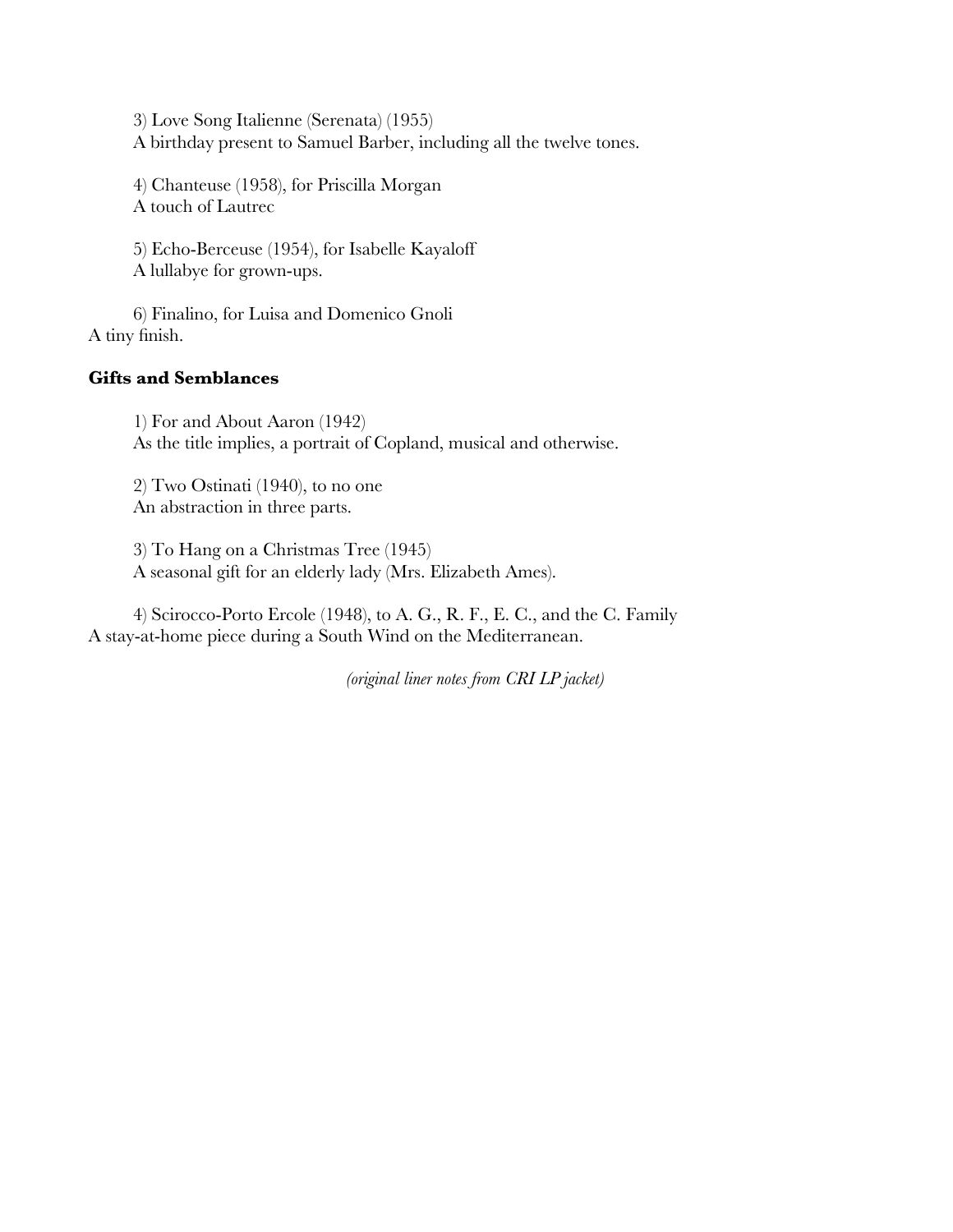3) Love Song Italienne (Serenata) (1955)
A birthday present to Samuel Barber, including all the twelve tones.

4) Chanteuse (1958), for Priscilla Morgan
A touch of Lautrec

5) Echo-Berceuse (1954), for Isabelle Kayaloff
A lullabye for grown-ups.

6) Finalino, for Luisa and Domenico Gnoli
A tiny finish.

**Gifts and Semblances**

1) For and About Aaron (1942)
As the title implies, a portrait of Copland, musical and otherwise.

2) Two Ostinati (1940), to no one
An abstraction in three parts.

3) To Hang on a Christmas Tree (1945)
A seasonal gift for an elderly lady (Mrs. Elizabeth Ames).

4) Scirocco-Porto Ercole (1948), to A. G., R. F., E. C., and the C. Family
A stay-at-home piece during a South Wind on the Mediterranean.

*(original liner notes from CRI LP jacket)*